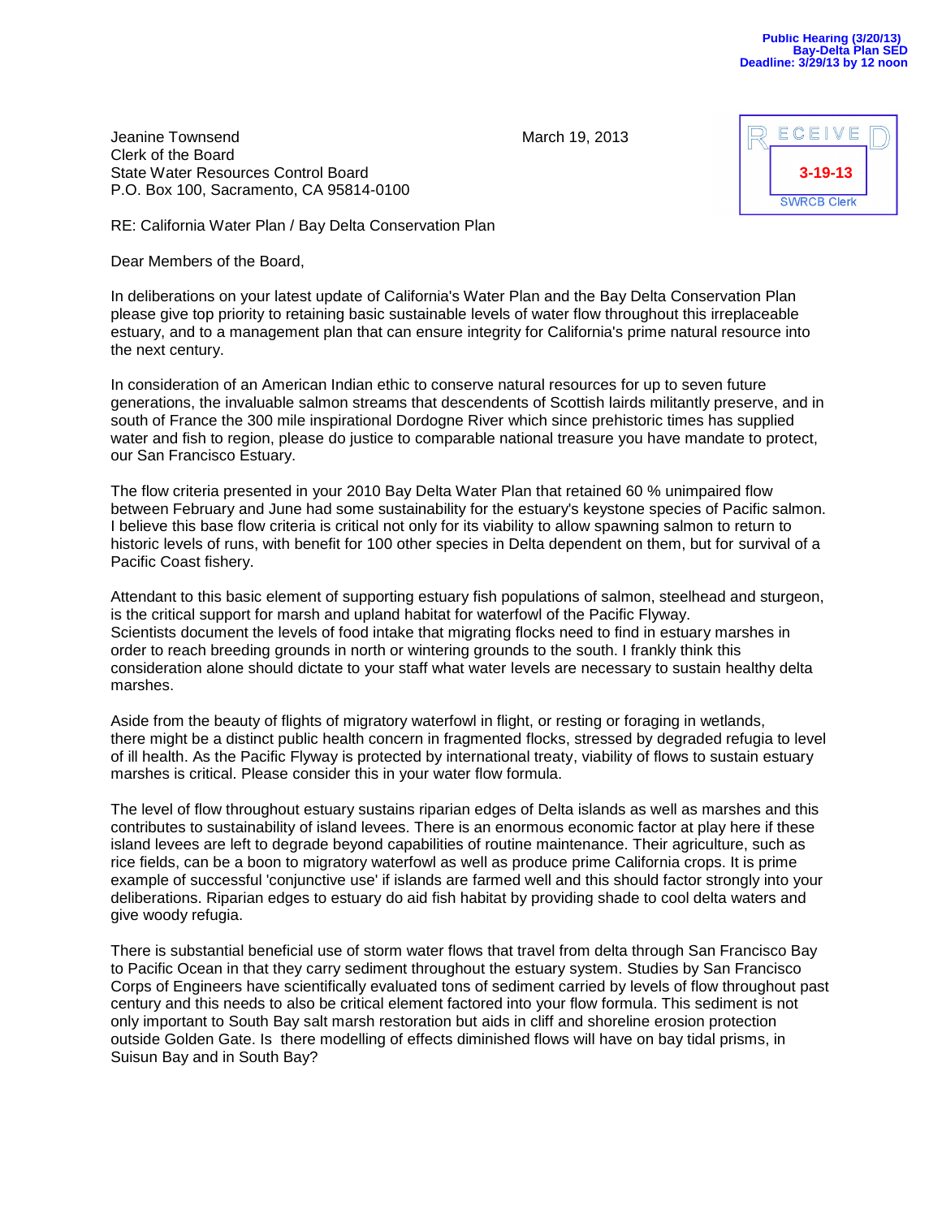Public Hearing (3/20/13)
Bay-Delta Plan SED
Deadline: 3/29/13 by 12 noon

RECEIVED
3-19-13
SWRCB Clerk

Jeanine Townsend
Clerk of the Board
State Water Resources Control Board
P.O. Box 100, Sacramento, CA 95814-0100

March 19, 2013

RE: California Water Plan / Bay Delta Conservation Plan

Dear Members of the Board,

In deliberations on your latest update of California's Water Plan and the Bay Delta Conservation Plan please give top priority to retaining basic sustainable levels of water flow throughout this irreplaceable estuary, and to a management plan that can ensure integrity for California's prime natural resource into the next century.

In consideration of an American Indian ethic to conserve natural resources for up to seven future generations, the invaluable salmon streams that descendents of Scottish lairds militantly preserve, and in south of France the 300 mile inspirational Dordogne River which since prehistoric times has supplied water and fish to region, please do justice to comparable national treasure you have mandate to protect, our San Francisco Estuary.

The flow criteria presented in your 2010 Bay Delta Water Plan that retained 60 % unimpaired flow between February and June had some sustainability for the estuary's keystone species of Pacific salmon. I believe this base flow criteria is critical not only for its viability to allow spawning salmon to return to historic levels of runs, with benefit for 100 other species in Delta dependent on them, but for survival of a Pacific Coast fishery.

Attendant to this basic element of supporting estuary fish populations of salmon, steelhead and sturgeon, is the critical support for marsh and upland habitat for waterfowl of the Pacific Flyway. Scientists document the levels of food intake that migrating flocks need to find in estuary marshes in order to reach breeding grounds in north or wintering grounds to the south. I frankly think this consideration alone should dictate to your staff what water levels are necessary to sustain healthy delta marshes.

Aside from the beauty of flights of migratory waterfowl in flight, or resting or foraging in wetlands, there might be a distinct public health concern in fragmented flocks, stressed by degraded refugia to level of ill health. As the Pacific Flyway is protected by international treaty, viability of flows to sustain estuary marshes is critical. Please consider this in your water flow formula.

The level of flow throughout estuary sustains riparian edges of Delta islands as well as marshes and this contributes to sustainability of island levees. There is an enormous economic factor at play here if these island levees are left to degrade beyond capabilities of routine maintenance. Their agriculture, such as rice fields, can be a boon to migratory waterfowl as well as produce prime California crops. It is prime example of successful 'conjunctive use' if islands are farmed well and this should factor strongly into your deliberations. Riparian edges to estuary do aid fish habitat by providing shade to cool delta waters and give woody refugia.

There is substantial beneficial use of storm water flows that travel from delta through San Francisco Bay to Pacific Ocean in that they carry sediment throughout the estuary system. Studies by San Francisco Corps of Engineers have scientifically evaluated tons of sediment carried by levels of flow throughout past century and this needs to also be critical element factored into your flow formula. This sediment is not only important to South Bay salt marsh restoration but aids in cliff and shoreline erosion protection outside Golden Gate. Is there modelling of effects diminished flows will have on bay tidal prisms, in Suisun Bay and in South Bay?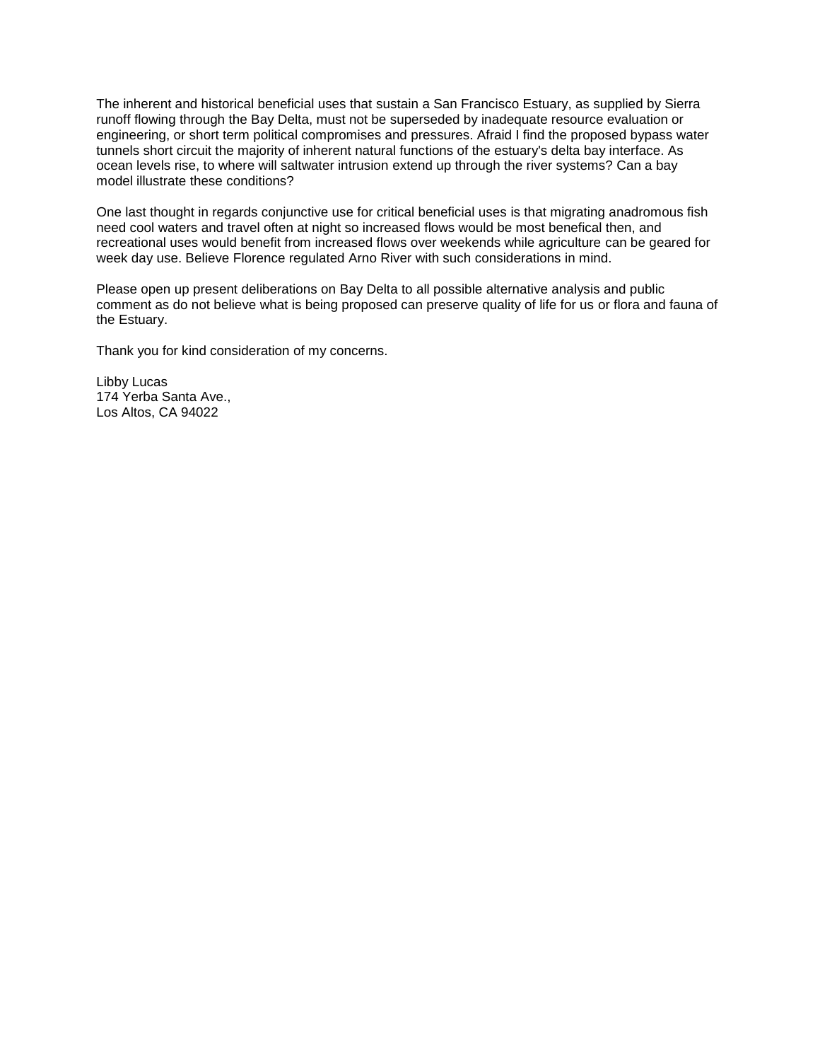The inherent and historical beneficial uses that sustain a San Francisco Estuary, as supplied by Sierra runoff flowing through the Bay Delta, must not be superseded by inadequate resource evaluation or engineering, or short term political compromises and pressures. Afraid I find the proposed bypass water tunnels short circuit the majority of inherent natural functions of the estuary's delta bay interface. As ocean levels rise, to where will saltwater intrusion extend up through the river systems? Can a bay model illustrate these conditions?

One last thought in regards conjunctive use for critical beneficial uses is that migrating anadromous fish need cool waters and travel often at night so increased flows would be most benefical then, and recreational uses would benefit from increased flows over weekends while agriculture can be geared for week day use. Believe Florence regulated Arno River with such considerations in mind.

Please open up present deliberations on Bay Delta to all possible alternative analysis and public comment as do not believe what is being proposed can preserve quality of life for us or flora and fauna of the Estuary.

Thank you for kind consideration of my concerns.

Libby Lucas
174 Yerba Santa Ave.,
Los Altos, CA 94022